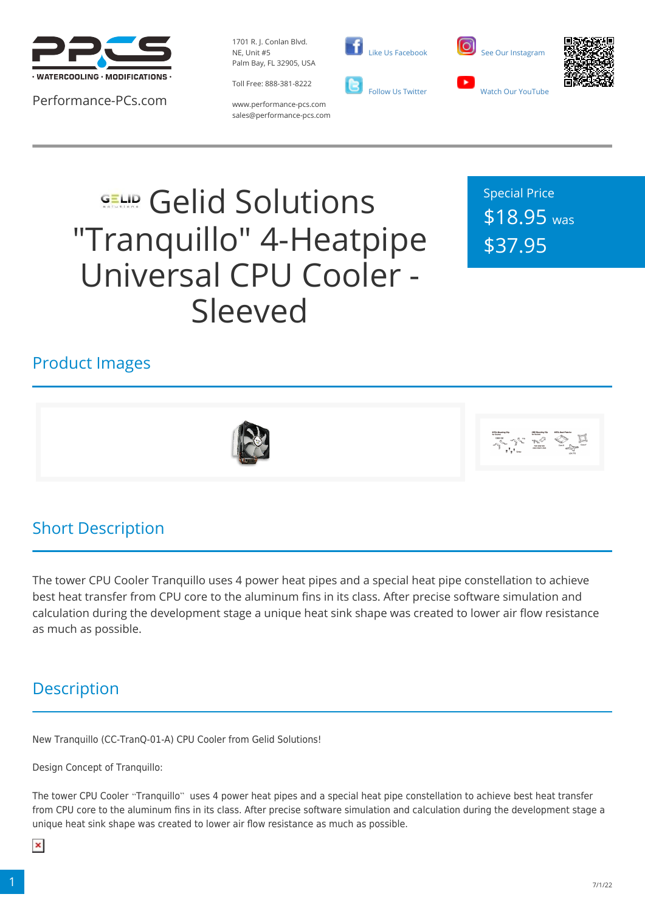Performance-PCs.com

1701 R. J. Conlan Blvd.
NE, Unit #5
Palm Bay, FL 32905, USA

Toll Free: 888-381-8222

www.performance-pcs.com
sales@performance-pcs.com

Like Us Facebook

Follow Us Twitter

See Our Instagram

Watch Our YouTube

# Gelid Solutions "Tranquillo" 4-Heatpipe Universal CPU Cooler - Sleeved

Special Price
$18.95 was
$37.95

## Product Images

## Short Description

The tower CPU Cooler Tranquillo uses 4 power heat pipes and a special heat pipe constellation to achieve best heat transfer from CPU core to the aluminum fins in its class. After precise software simulation and calculation during the development stage a unique heat sink shape was created to lower air flow resistance as much as possible.

## Description

New Tranquillo (CC-TranQ-01-A) CPU Cooler from Gelid Solutions!

Design Concept of Tranquillo:

The tower CPU Cooler "Tranquillo" uses 4 power heat pipes and a special heat pipe constellation to achieve best heat transfer from CPU core to the aluminum fins in its class. After precise software simulation and calculation during the development stage a unique heat sink shape was created to lower air flow resistance as much as possible.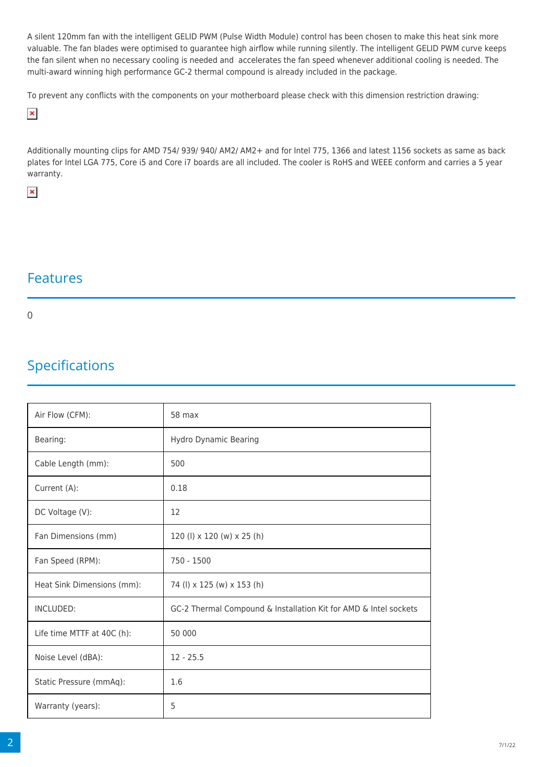A silent 120mm fan with the intelligent GELID PWM (Pulse Width Module) control has been chosen to make this heat sink more valuable. The fan blades were optimised to guarantee high airflow while running silently. The intelligent GELID PWM curve keeps the fan silent when no necessary cooling is needed and  accelerates the fan speed whenever additional cooling is needed. The multi-award winning high performance GC-2 thermal compound is already included in the package.

To prevent any conflicts with the components on your motherboard please check with this dimension restriction drawing:

Additionally mounting clips for AMD 754/ 939/ 940/ AM2/ AM2+ and for Intel 775, 1366 and latest 1156 sockets as same as back plates for Intel LGA 775, Core i5 and Core i7 boards are all included. The cooler is RoHS and WEEE conform and carries a 5 year warranty.

## Features

0

## Specifications

| | |
|---|---|
| Air Flow (CFM): | 58 max |
| Bearing: | Hydro Dynamic Bearing |
| Cable Length (mm): | 500 |
| Current (A): | 0.18 |
| DC Voltage (V): | 12 |
| Fan Dimensions (mm) | 120 (l) x 120 (w) x 25 (h) |
| Fan Speed (RPM): | 750 - 1500 |
| Heat Sink Dimensions (mm): | 74 (l) x 125 (w) x 153 (h) |
| INCLUDED: | GC-2 Thermal Compound & Installation Kit for AMD & Intel sockets |
| Life time MTTF at 40C (h): | 50 000 |
| Noise Level (dBA): | 12 - 25.5 |
| Static Pressure (mmAq): | 1.6 |
| Warranty (years): | 5 |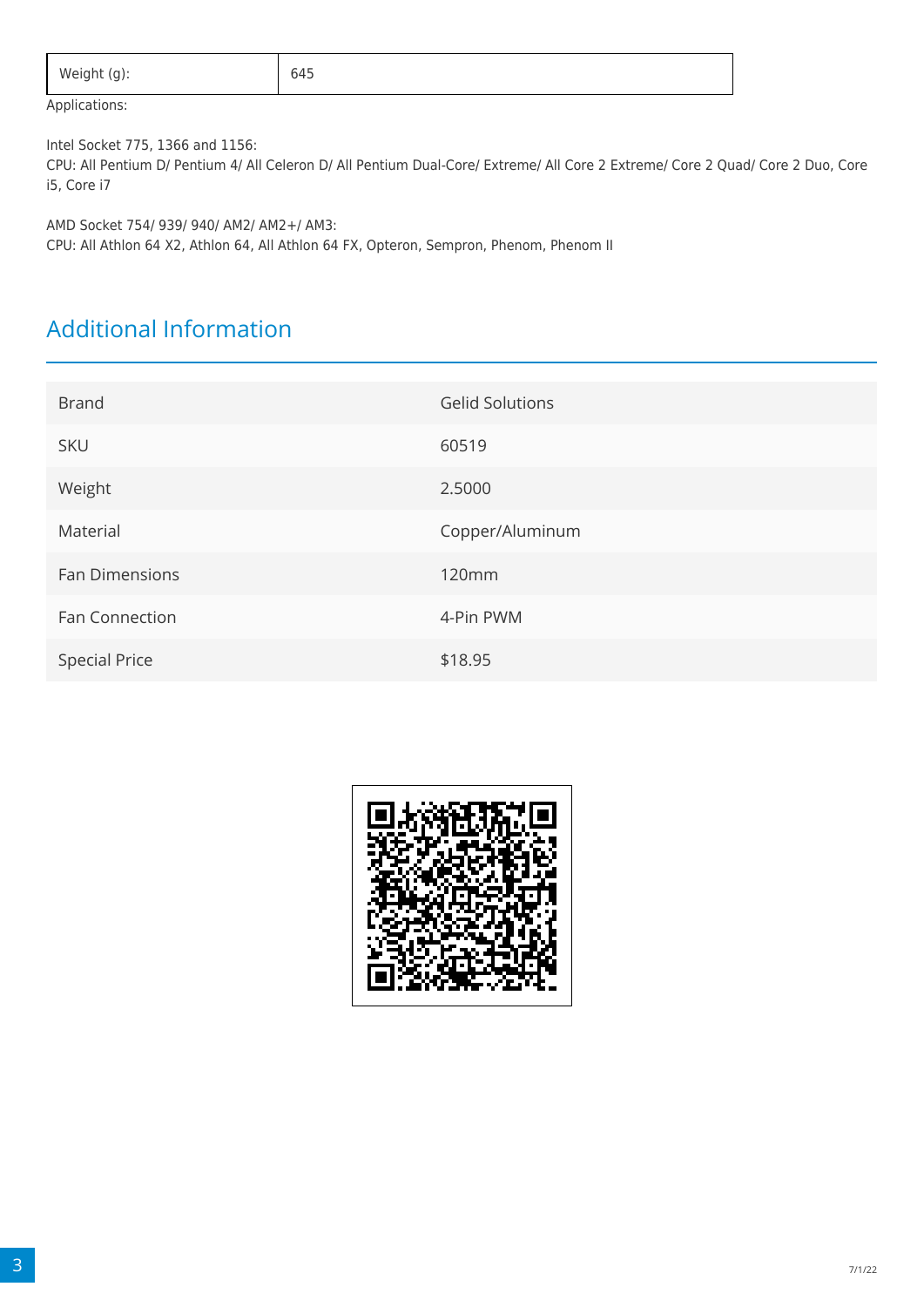| | |
|---|---|
| Weight (g): | 645 |

Applications:

Intel Socket 775, 1366 and 1156:
CPU: All Pentium D/ Pentium 4/ All Celeron D/ All Pentium Dual-Core/ Extreme/ All Core 2 Extreme/ Core 2 Quad/ Core 2 Duo, Core i5, Core i7

AMD Socket 754/ 939/ 940/ AM2/ AM2+/ AM3:
CPU: All Athlon 64 X2, Athlon 64, All Athlon 64 FX, Opteron, Sempron, Phenom, Phenom II

## Additional Information

| | |
|---|---|
| Brand | Gelid Solutions |
| SKU | 60519 |
| Weight | 2.5000 |
| Material | Copper/Aluminum |
| Fan Dimensions | 120mm |
| Fan Connection | 4-Pin PWM |
| Special Price | $18.95 |